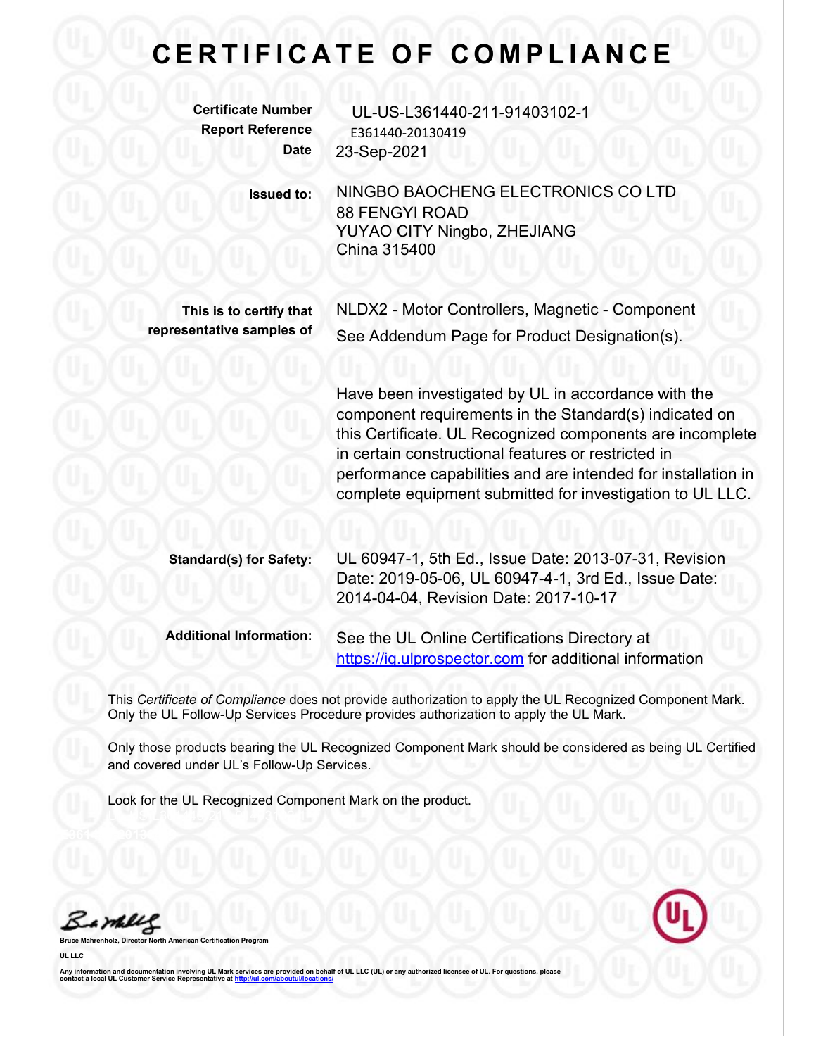# CERTIFICATE OF COMPLIANCE

**Certificate Number** UL-US-L361440-211-91403102-1
**Report Reference** E361440-20130419
**Date** 23-Sep-2021

**Issued to:** NINGBO BAOCHENG ELECTRONICS CO LTD
88 FENGYI ROAD
YUYAO CITY Ningbo, ZHEJIANG
China 315400

**This is to certify that representative samples of** NLDX2 - Motor Controllers, Magnetic - Component
See Addendum Page for Product Designation(s).

Have been investigated by UL in accordance with the component requirements in the Standard(s) indicated on this Certificate. UL Recognized components are incomplete in certain constructional features or restricted in performance capabilities and are intended for installation in complete equipment submitted for investigation to UL LLC.

**Standard(s) for Safety:** UL 60947-1, 5th Ed., Issue Date: 2013-07-31, Revision Date: 2019-05-06, UL 60947-4-1, 3rd Ed., Issue Date: 2014-04-04, Revision Date: 2017-10-17

**Additional Information:** See the UL Online Certifications Directory at https://iq.ulprospector.com for additional information

This *Certificate of Compliance* does not provide authorization to apply the UL Recognized Component Mark. Only the UL Follow-Up Services Procedure provides authorization to apply the UL Mark.

Only those products bearing the UL Recognized Component Mark should be considered as being UL Certified and covered under UL's Follow-Up Services.

Look for the UL Recognized Component Mark on the product.

**Bruce Mahrenholz, Director North American Certification Program**

**UL LLC**

Any information and documentation involving UL Mark services are provided on behalf of UL LLC (UL) or any authorized licensee of UL. For questions, please contact a local UL Customer Service Representative at http://ul.com/aboutul/locations/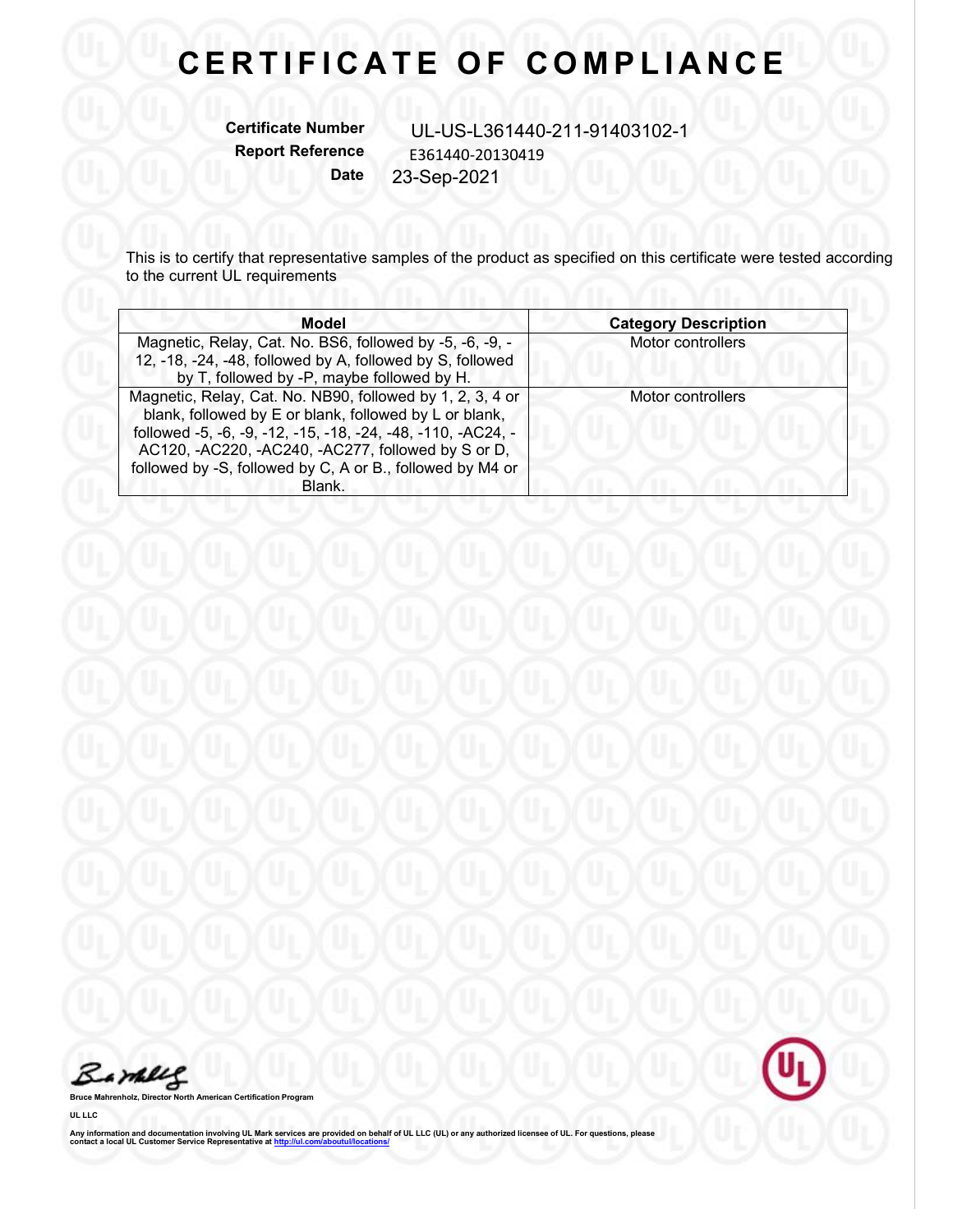// CERTIFICATE OF COMPLIANCE

**Certificate Number** UL-US-L361440-211-91403102-1
**Report Reference** E361440-20130419
**Date** 23-Sep-2021

This is to certify that representative samples of the product as specified on this certificate were tested according to the current UL requirements

| Model | Category Description |
| --- | --- |
| Magnetic, Relay, Cat. No. BS6, followed by -5, -6, -9, -12, -18, -24, -48, followed by A, followed by S, followed by T, followed by -P, maybe followed by H. | Motor controllers |
| Magnetic, Relay, Cat. No. NB90, followed by 1, 2, 3, 4 or blank, followed by E or blank, followed by L or blank, followed -5, -6, -9, -12, -15, -18, -24, -48, -110, -AC24, -AC120, -AC220, -AC240, -AC277, followed by S or D, followed by -S, followed by C, A or B., followed by M4 or Blank. | Motor controllers |

**Bruce Mahrenholz, Director North American Certification Program**

**UL LLC**

**Any information and documentation involving UL Mark services are provided on behalf of UL LLC (UL) or any authorized licensee of UL. For questions, please contact a local UL Customer Service Representative at http://ul.com/aboutul/locations/**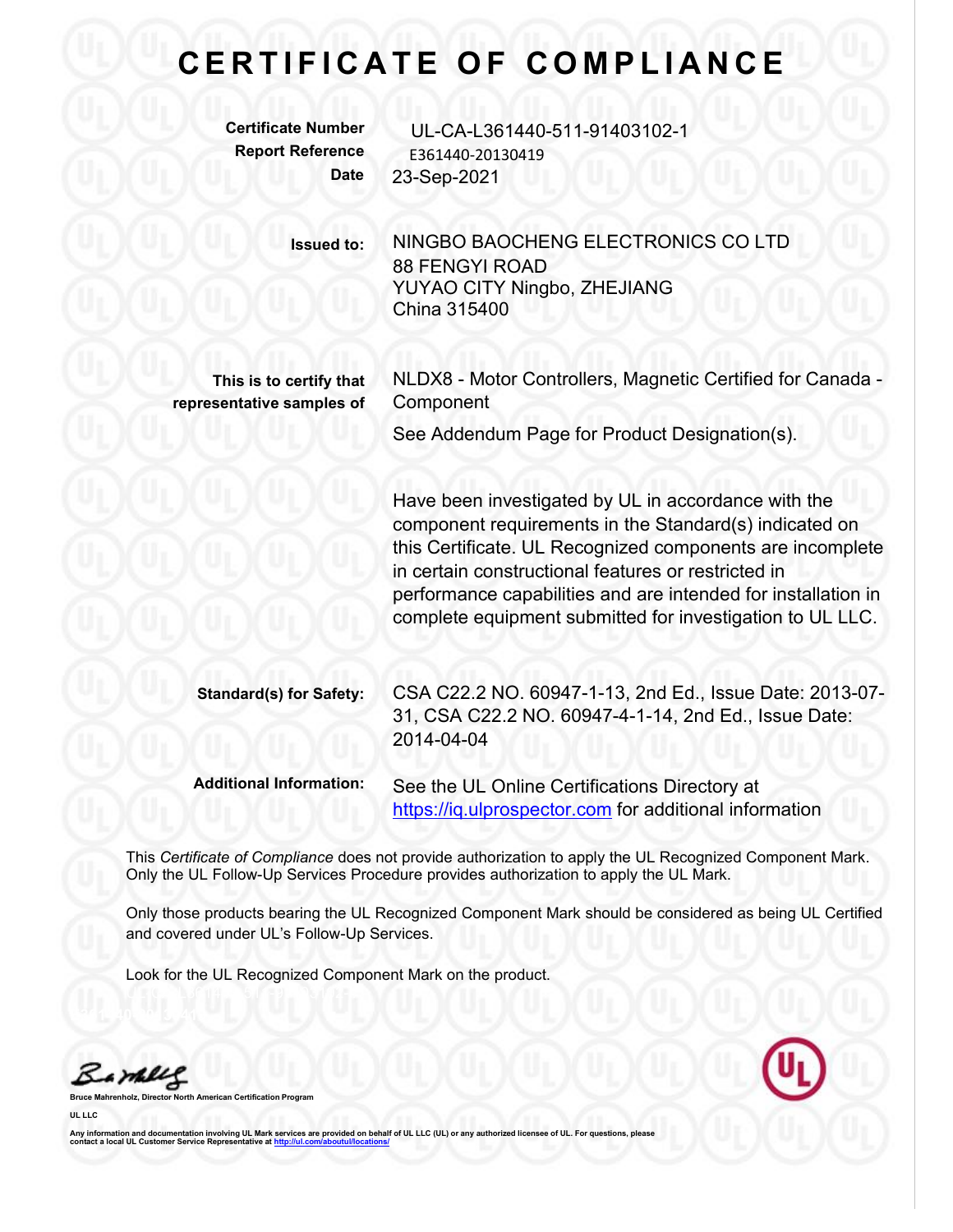# CERTIFICATE OF COMPLIANCE

**Certificate Number** UL-CA-L361440-511-91403102-1
**Report Reference** E361440-20130419
**Date** 23-Sep-2021

**Issued to:** NINGBO BAOCHENG ELECTRONICS CO LTD
88 FENGYI ROAD
YUYAO CITY Ningbo, ZHEJIANG
China 315400

**This is to certify that representative samples of** NLDX8 - Motor Controllers, Magnetic Certified for Canada - Component

See Addendum Page for Product Designation(s).

Have been investigated by UL in accordance with the component requirements in the Standard(s) indicated on this Certificate. UL Recognized components are incomplete in certain constructional features or restricted in performance capabilities and are intended for installation in complete equipment submitted for investigation to UL LLC.

**Standard(s) for Safety:** CSA C22.2 NO. 60947-1-13, 2nd Ed., Issue Date: 2013-07-31, CSA C22.2 NO. 60947-4-1-14, 2nd Ed., Issue Date: 2014-04-04

**Additional Information:** See the UL Online Certifications Directory at https://iq.ulprospector.com for additional information

This *Certificate of Compliance* does not provide authorization to apply the UL Recognized Component Mark. Only the UL Follow-Up Services Procedure provides authorization to apply the UL Mark.

Only those products bearing the UL Recognized Component Mark should be considered as being UL Certified and covered under UL's Follow-Up Services.

Look for the UL Recognized Component Mark on the product.

**Bruce Mahrenholz, Director North American Certification Program**

**UL LLC**

Any information and documentation involving UL Mark services are provided on behalf of UL LLC (UL) or any authorized licensee of UL. For questions, please contact a local UL Customer Service Representative at http://ul.com/aboutul/locations/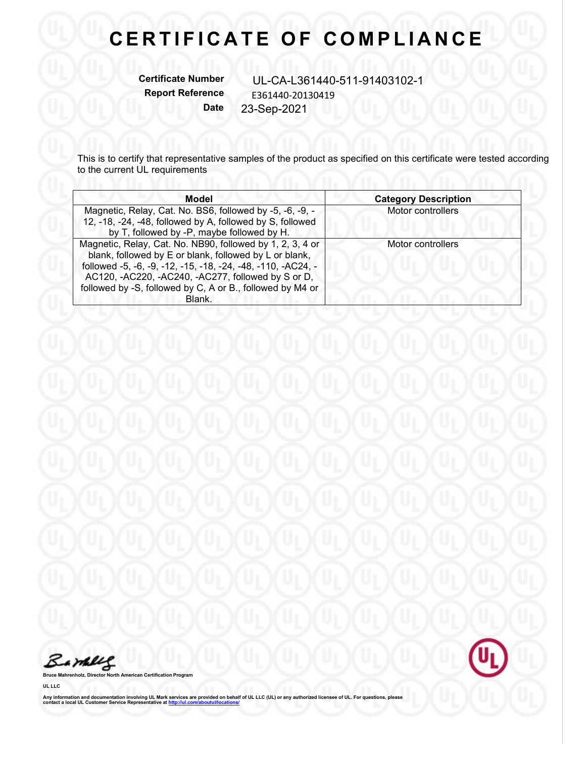# CERTIFICATE OF COMPLIANCE

**Certificate Number** UL-CA-L361440-511-91403102-1
**Report Reference** E361440-20130419
**Date** 23-Sep-2021

This is to certify that representative samples of the product as specified on this certificate were tested according to the current UL requirements

| Model | Category Description |
|---|---|
| Magnetic, Relay, Cat. No. BS6, followed by -5, -6, -9, -12, -18, -24, -48, followed by A, followed by S, followed by T, followed by -P, maybe followed by H. | Motor controllers |
| Magnetic, Relay, Cat. No. NB90, followed by 1, 2, 3, 4 or blank, followed by E or blank, followed by L or blank, followed -5, -6, -9, -12, -15, -18, -24, -48, -110, -AC24, -AC120, -AC220, -AC240, -AC277, followed by S or D, followed by -S, followed by C, A or B., followed by M4 or Blank. | Motor controllers |

**Bruce Mahrenholz, Director North American Certification Program**

**UL LLC**

**Any information and documentation involving UL Mark services are provided on behalf of UL LLC (UL) or any authorized licensee of UL. For questions, please contact a local UL Customer Service Representative at http://ul.com/aboutul/locations/**